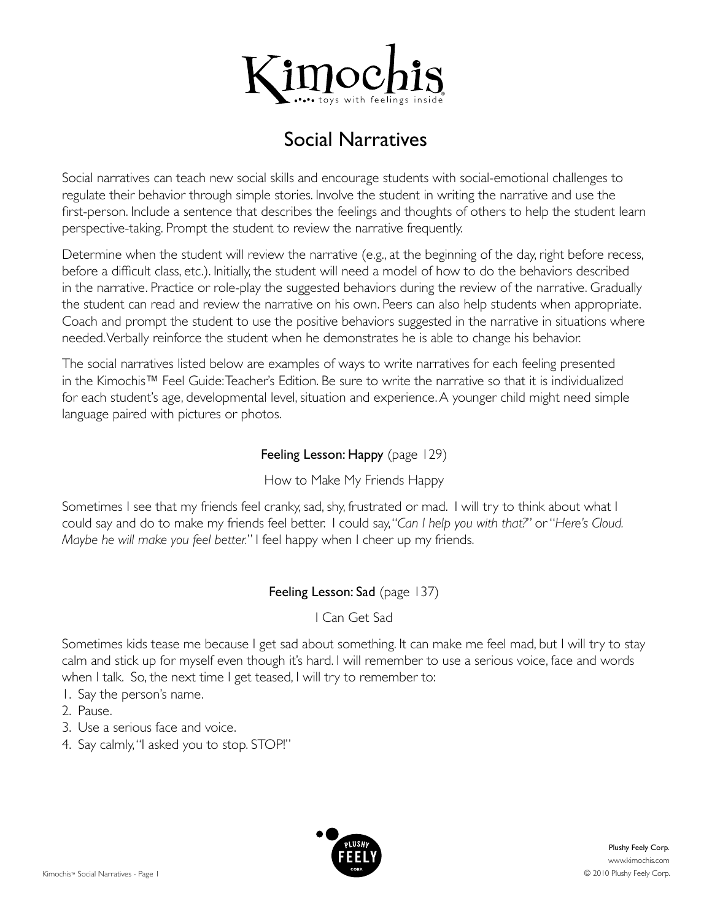# Kimochis

toys with feelings inside

## Social Narratives

Social narratives can teach new social skills and encourage students with social-emotional challenges to regulate their behavior through simple stories. Involve the student in writing the narrative and use the first-person. Include a sentence that describes the feelings and thoughts of others to help the student learn perspective-taking. Prompt the student to review the narrative frequently.

Determine when the student will review the narrative (e.g., at the beginning of the day, right before recess, before a difficult class, etc.). Initially, the student will need a model of how to do the behaviors described in the narrative. Practice or role-play the suggested behaviors during the review of the narrative. Gradually the student can read and review the narrative on his own. Peers can also help students when appropriate. Coach and prompt the student to use the positive behaviors suggested in the narrative in situations where needed. Verbally reinforce the student when he demonstrates he is able to change his behavior.

The social narratives listed below are examples of ways to write narratives for each feeling presented in the Kimochis™ Feel Guide: Teacher's Edition. Be sure to write the narrative so that it is individualized for each student's age, developmental level, situation and experience. A younger child might need simple language paired with pictures or photos.

### Feeling Lesson: Happy (page 129)

How to Make My Friends Happy

Sometimes I see that my friends feel cranky, sad, shy, frustrated or mad. I will try to think about what I could say and do to make my friends feel better. I could say, "*Can I help you with that?*" or "*Here's Cloud. Maybe he will make you feel better.*" I feel happy when I cheer up my friends.

### Feeling Lesson: Sad (page 137)

I Can Get Sad

Sometimes kids tease me because I get sad about something. It can make me feel mad, but I will try to stay calm and stick up for myself even though it's hard. I will remember to use a serious voice, face and words when I talk. So, the next time I get teased, I will try to remember to:

1. Say the person's name.
2. Pause.
3. Use a serious face and voice.
4. Say calmly, "I asked you to stop. STOP!"

Plushy Feely Corp.
www.kimochis.com
© 2010 Plushy Feely Corp.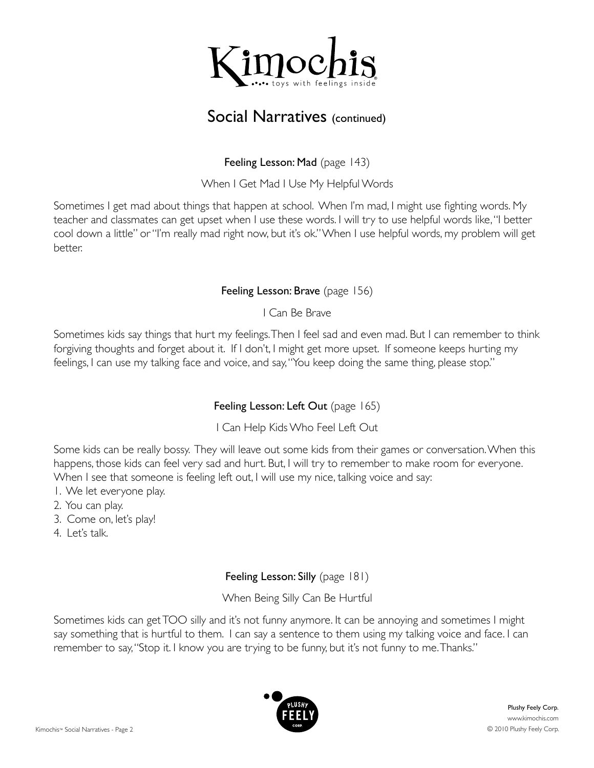# Kimochis

toys with feelings inside

## Social Narratives (continued)

### **Feeling Lesson: Mad** (page 143)

When I Get Mad I Use My Helpful Words

Sometimes I get mad about things that happen at school. When I'm mad, I might use fighting words. My teacher and classmates can get upset when I use these words. I will try to use helpful words like, "I better cool down a little" or "I'm really mad right now, but it's ok." When I use helpful words, my problem will get better.

### **Feeling Lesson: Brave** (page 156)

I Can Be Brave

Sometimes kids say things that hurt my feelings. Then I feel sad and even mad. But I can remember to think forgiving thoughts and forget about it. If I don't, I might get more upset. If someone keeps hurting my feelings, I can use my talking face and voice, and say, "You keep doing the same thing, please stop."

### **Feeling Lesson: Left Out** (page 165)

I Can Help Kids Who Feel Left Out

Some kids can be really bossy. They will leave out some kids from their games or conversation. When this happens, those kids can feel very sad and hurt. But, I will try to remember to make room for everyone. When I see that someone is feeling left out, I will use my nice, talking voice and say:

1. We let everyone play.
2. You can play.
3. Come on, let's play!
4. Let's talk.

### **Feeling Lesson: Silly** (page 181)

When Being Silly Can Be Hurtful

Sometimes kids can get TOO silly and it's not funny anymore. It can be annoying and sometimes I might say something that is hurtful to them. I can say a sentence to them using my talking voice and face. I can remember to say, "Stop it. I know you are trying to be funny, but it's not funny to me. Thanks."

Plushy Feely Corp.
www.kimochis.com
© 2010 Plushy Feely Corp.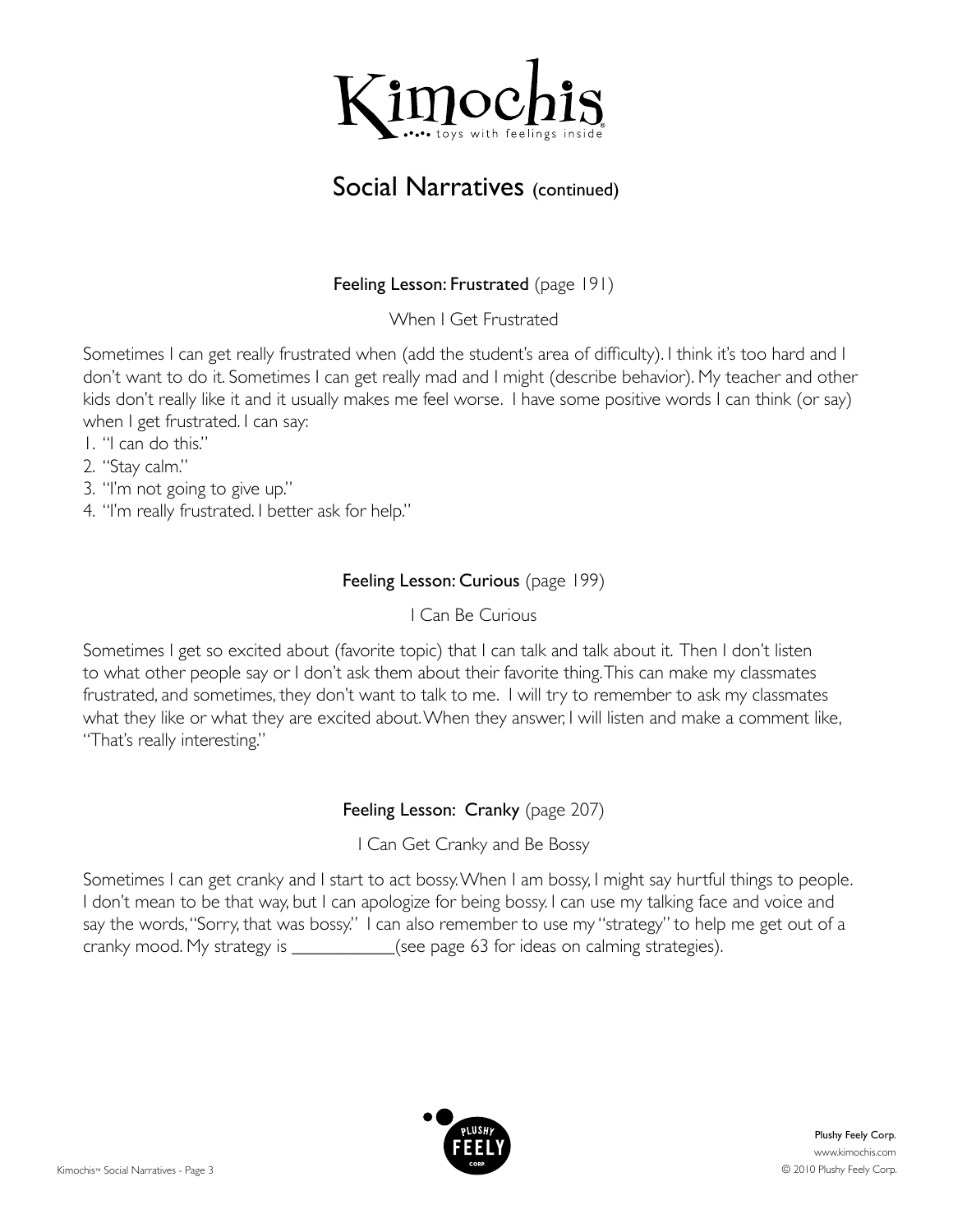# Kimochis

toys with feelings inside

## Social Narratives (continued)

### **Feeling Lesson: Frustrated** (page 191)

When I Get Frustrated

Sometimes I can get really frustrated when (add the student's area of difficulty). I think it's too hard and I don't want to do it. Sometimes I can get really mad and I might (describe behavior). My teacher and other kids don't really like it and it usually makes me feel worse. I have some positive words I can think (or say) when I get frustrated. I can say:

1. "I can do this."
2. "Stay calm."
3. "I'm not going to give up."
4. "I'm really frustrated. I better ask for help."

### **Feeling Lesson: Curious** (page 199)

I Can Be Curious

Sometimes I get so excited about (favorite topic) that I can talk and talk about it. Then I don't listen to what other people say or I don't ask them about their favorite thing. This can make my classmates frustrated, and sometimes, they don't want to talk to me. I will try to remember to ask my classmates what they like or what they are excited about. When they answer, I will listen and make a comment like, "That's really interesting."

### **Feeling Lesson: Cranky** (page 207)

I Can Get Cranky and Be Bossy

Sometimes I can get cranky and I start to act bossy. When I am bossy, I might say hurtful things to people. I don't mean to be that way, but I can apologize for being bossy. I can use my talking face and voice and say the words, "Sorry, that was bossy." I can also remember to use my "strategy" to help me get out of a cranky mood. My strategy is ___________(see page 63 for ideas on calming strategies).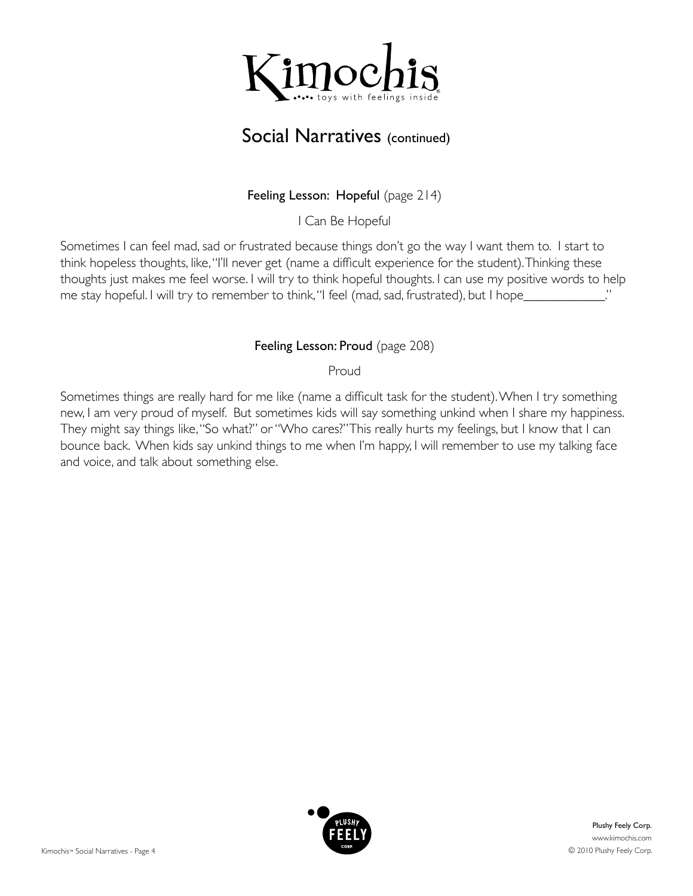# Kimochis

toys with feelings inside

## Social Narratives (continued)

### Feeling Lesson: Hopeful (page 214)

I Can Be Hopeful

Sometimes I can feel mad, sad or frustrated because things don't go the way I want them to. I start to think hopeless thoughts, like, "I'll never get (name a difficult experience for the student). Thinking these thoughts just makes me feel worse. I will try to think hopeful thoughts. I can use my positive words to help me stay hopeful. I will try to remember to think, "I feel (mad, sad, frustrated), but I hope____________."

### Feeling Lesson: Proud (page 208)

Proud

Sometimes things are really hard for me like (name a difficult task for the student). When I try something new, I am very proud of myself. But sometimes kids will say something unkind when I share my happiness. They might say things like, "So what?" or "Who cares?" This really hurts my feelings, but I know that I can bounce back. When kids say unkind things to me when I'm happy, I will remember to use my talking face and voice, and talk about something else.

Plushy Feely Corp.
www.kimochis.com
© 2010 Plushy Feely Corp.